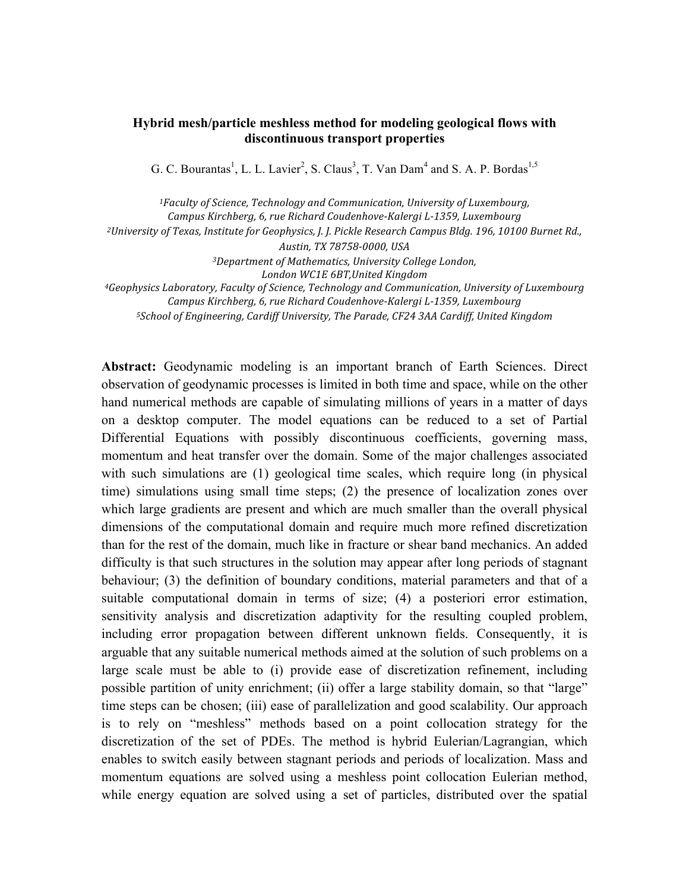# Hybrid mesh/particle meshless method for modeling geological flows with discontinuous transport properties

G. C. Bourantas[1], L. L. Lavier[2], S. Claus[3], T. Van Dam[4] and S. A. P. Bordas[1,5]

[1]*Faculty of Science, Technology and Communication, University of Luxembourg, Campus Kirchberg, 6, rue Richard Coudenhove-Kalergi L-1359, Luxembourg*
[2]*University of Texas, Institute for Geophysics, J. J. Pickle Research Campus Bldg. 196, 10100 Burnet Rd., Austin, TX 78758-0000, USA*
[3]*Department of Mathematics, University College London, London WC1E 6BT,United Kingdom*
[4]*Geophysics Laboratory, Faculty of Science, Technology and Communication, University of Luxembourg Campus Kirchberg, 6, rue Richard Coudenhove-Kalergi L-1359, Luxembourg*
[5]*School of Engineering, Cardiff University, The Parade, CF24 3AA Cardiff, United Kingdom*

**Abstract:** Geodynamic modeling is an important branch of Earth Sciences. Direct observation of geodynamic processes is limited in both time and space, while on the other hand numerical methods are capable of simulating millions of years in a matter of days on a desktop computer. The model equations can be reduced to a set of Partial Differential Equations with possibly discontinuous coefficients, governing mass, momentum and heat transfer over the domain. Some of the major challenges associated with such simulations are (1) geological time scales, which require long (in physical time) simulations using small time steps; (2) the presence of localization zones over which large gradients are present and which are much smaller than the overall physical dimensions of the computational domain and require much more refined discretization than for the rest of the domain, much like in fracture or shear band mechanics. An added difficulty is that such structures in the solution may appear after long periods of stagnant behaviour; (3) the definition of boundary conditions, material parameters and that of a suitable computational domain in terms of size; (4) a posteriori error estimation, sensitivity analysis and discretization adaptivity for the resulting coupled problem, including error propagation between different unknown fields. Consequently, it is arguable that any suitable numerical methods aimed at the solution of such problems on a large scale must be able to (i) provide ease of discretization refinement, including possible partition of unity enrichment; (ii) offer a large stability domain, so that "large" time steps can be chosen; (iii) ease of parallelization and good scalability. Our approach is to rely on "meshless" methods based on a point collocation strategy for the discretization of the set of PDEs. The method is hybrid Eulerian/Lagrangian, which enables to switch easily between stagnant periods and periods of localization. Mass and momentum equations are solved using a meshless point collocation Eulerian method, while energy equation are solved using a set of particles, distributed over the spatial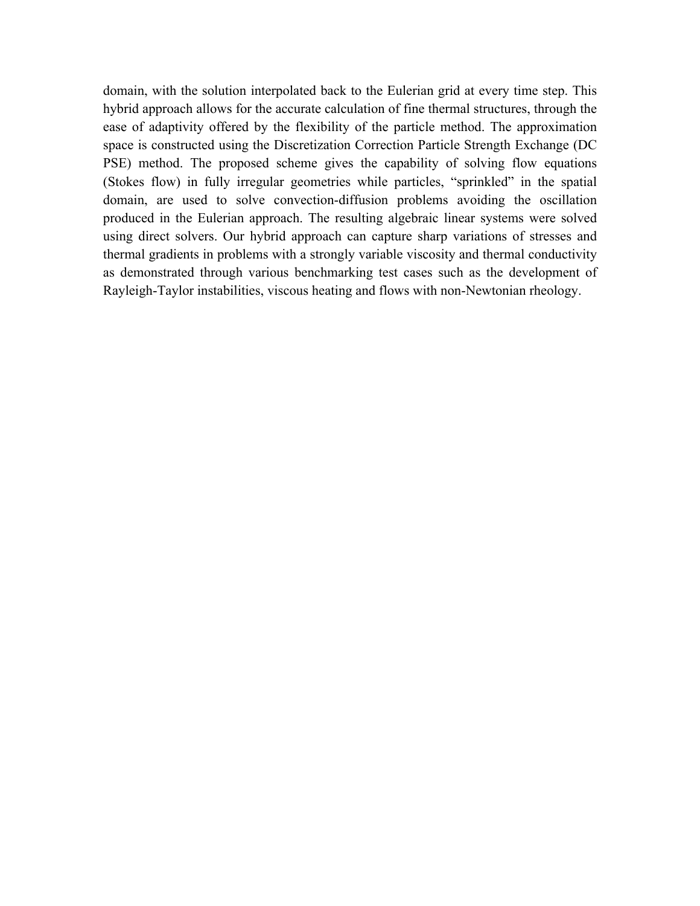domain, with the solution interpolated back to the Eulerian grid at every time step. This hybrid approach allows for the accurate calculation of fine thermal structures, through the ease of adaptivity offered by the flexibility of the particle method. The approximation space is constructed using the Discretization Correction Particle Strength Exchange (DC PSE) method. The proposed scheme gives the capability of solving flow equations (Stokes flow) in fully irregular geometries while particles, "sprinkled" in the spatial domain, are used to solve convection-diffusion problems avoiding the oscillation produced in the Eulerian approach. The resulting algebraic linear systems were solved using direct solvers. Our hybrid approach can capture sharp variations of stresses and thermal gradients in problems with a strongly variable viscosity and thermal conductivity as demonstrated through various benchmarking test cases such as the development of Rayleigh-Taylor instabilities, viscous heating and flows with non-Newtonian rheology.